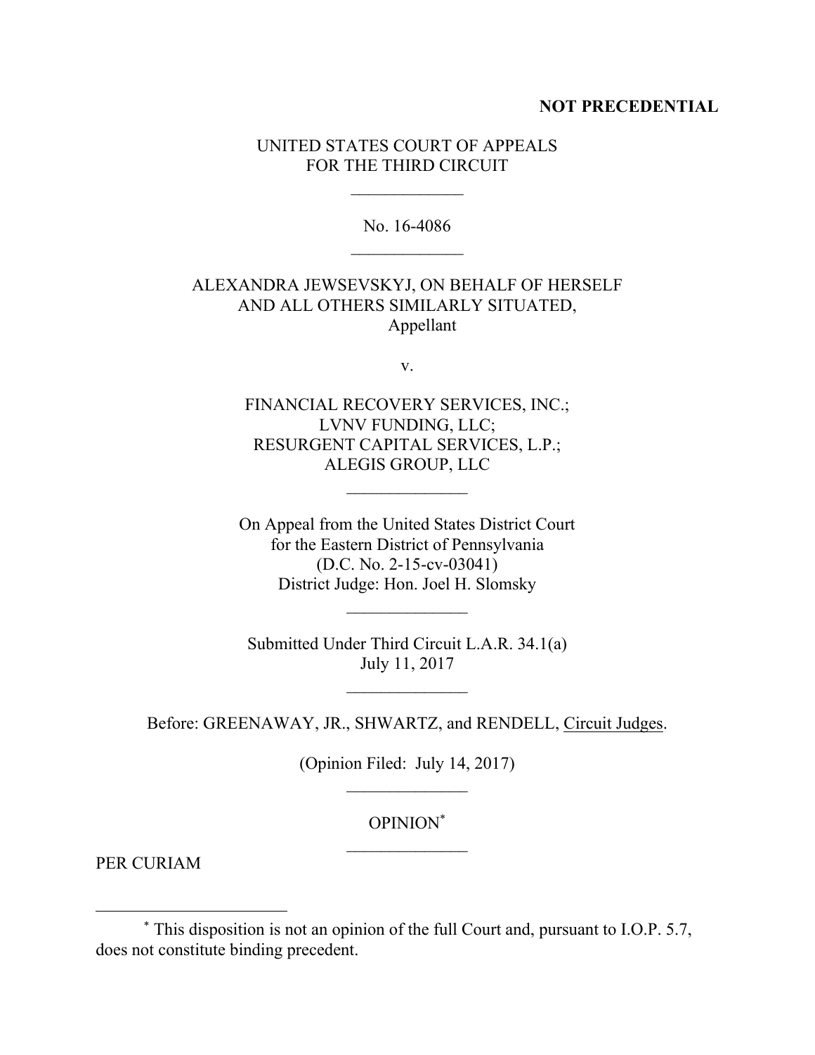**NOT PRECEDENTIAL**

UNITED STATES COURT OF APPEALS
FOR THE THIRD CIRCUIT

\_\_\_\_\_\_\_\_\_\_\_\_\_

No. 16-4086

\_\_\_\_\_\_\_\_\_\_\_\_\_

ALEXANDRA JEWSEVSKYJ, ON BEHALF OF HERSELF
AND ALL OTHERS SIMILARLY SITUATED,
Appellant

v.

FINANCIAL RECOVERY SERVICES, INC.;
LVNV FUNDING, LLC;
RESURGENT CAPITAL SERVICES, L.P.;
ALEGIS GROUP, LLC

\_\_\_\_\_\_\_\_\_\_\_\_\_\_

On Appeal from the United States District Court
for the Eastern District of Pennsylvania
(D.C. No. 2-15-cv-03041)
District Judge: Hon. Joel H. Slomsky

\_\_\_\_\_\_\_\_\_\_\_\_\_\_

Submitted Under Third Circuit L.A.R. 34.1(a)
July 11, 2017

\_\_\_\_\_\_\_\_\_\_\_\_\_\_

Before: GREENAWAY, JR., SHWARTZ, and RENDELL, Circuit Judges.

(Opinion Filed: July 14, 2017)

\_\_\_\_\_\_\_\_\_\_\_\_\_\_

OPINION[*]

\_\_\_\_\_\_\_\_\_\_\_\_\_\_

PER CURIAM

---

[*] This disposition is not an opinion of the full Court and, pursuant to I.O.P. 5.7, does not constitute binding precedent.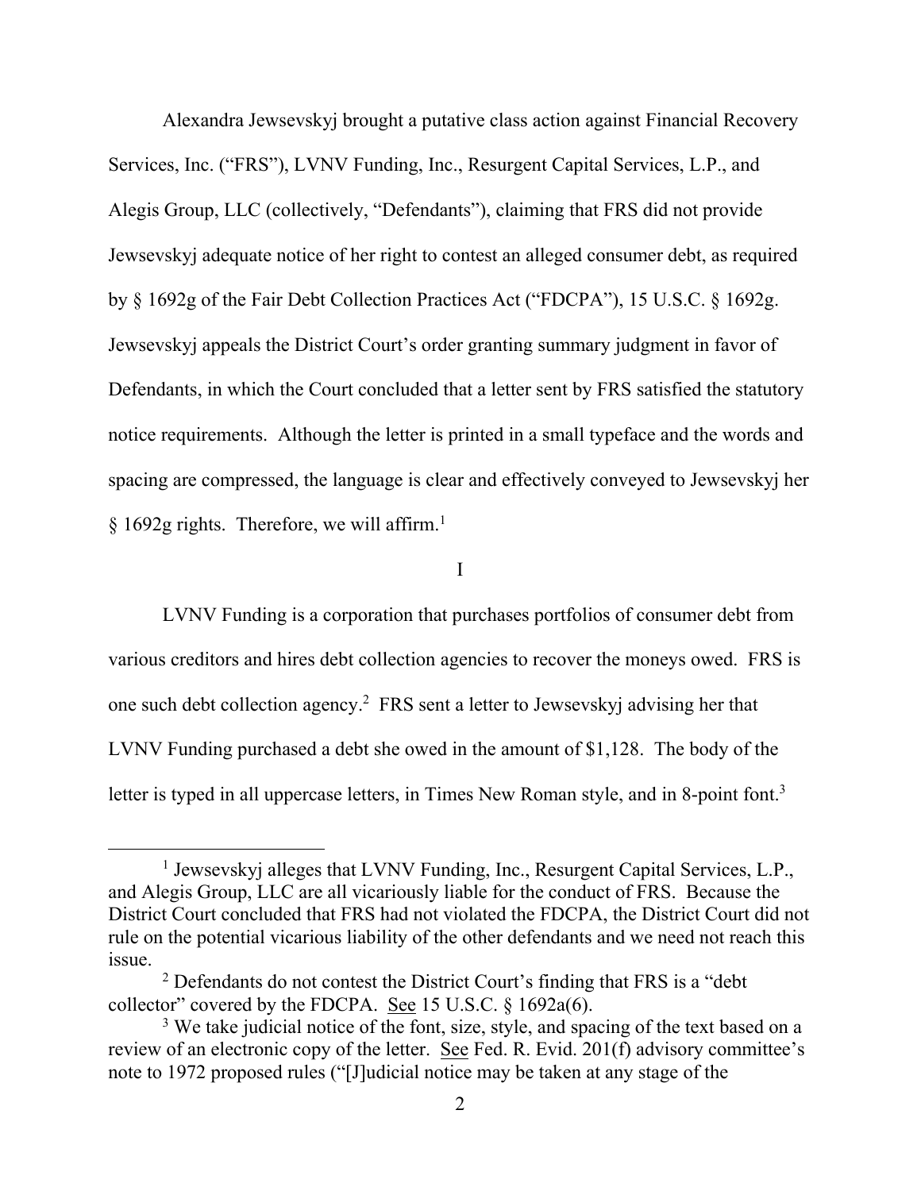Alexandra Jewsevskyj brought a putative class action against Financial Recovery Services, Inc. ("FRS"), LVNV Funding, Inc., Resurgent Capital Services, L.P., and Alegis Group, LLC (collectively, "Defendants"), claiming that FRS did not provide Jewsevskyj adequate notice of her right to contest an alleged consumer debt, as required by § 1692g of the Fair Debt Collection Practices Act ("FDCPA"), 15 U.S.C. § 1692g. Jewsevskyj appeals the District Court's order granting summary judgment in favor of Defendants, in which the Court concluded that a letter sent by FRS satisfied the statutory notice requirements. Although the letter is printed in a small typeface and the words and spacing are compressed, the language is clear and effectively conveyed to Jewsevskyj her § 1692g rights. Therefore, we will affirm.[1]

# I

LVNV Funding is a corporation that purchases portfolios of consumer debt from various creditors and hires debt collection agencies to recover the moneys owed. FRS is one such debt collection agency.[2] FRS sent a letter to Jewsevskyj advising her that LVNV Funding purchased a debt she owed in the amount of $1,128. The body of the letter is typed in all uppercase letters, in Times New Roman style, and in 8-point font.[3]

---

[1] Jewsevskyj alleges that LVNV Funding, Inc., Resurgent Capital Services, L.P., and Alegis Group, LLC are all vicariously liable for the conduct of FRS. Because the District Court concluded that FRS had not violated the FDCPA, the District Court did not rule on the potential vicarious liability of the other defendants and we need not reach this issue.

[2] Defendants do not contest the District Court's finding that FRS is a "debt collector" covered by the FDCPA. See 15 U.S.C. § 1692a(6).

[3] We take judicial notice of the font, size, style, and spacing of the text based on a review of an electronic copy of the letter. See Fed. R. Evid. 201(f) advisory committee's note to 1972 proposed rules ("[J]udicial notice may be taken at any stage of the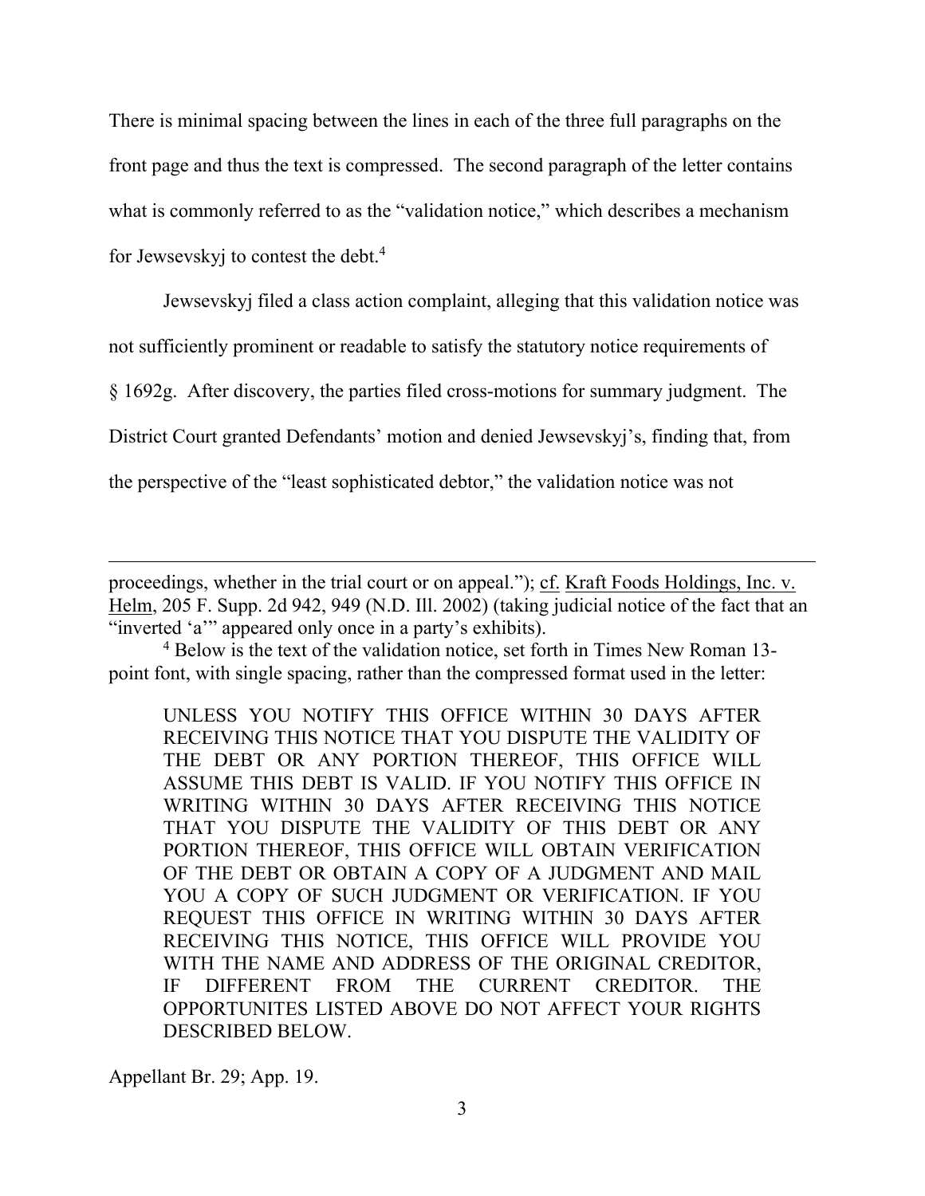There is minimal spacing between the lines in each of the three full paragraphs on the front page and thus the text is compressed. The second paragraph of the letter contains what is commonly referred to as the "validation notice," which describes a mechanism for Jewsevskyj to contest the debt.[4]

Jewsevskyj filed a class action complaint, alleging that this validation notice was not sufficiently prominent or readable to satisfy the statutory notice requirements of § 1692g. After discovery, the parties filed cross-motions for summary judgment. The District Court granted Defendants' motion and denied Jewsevskyj's, finding that, from the perspective of the "least sophisticated debtor," the validation notice was not

---

proceedings, whether in the trial court or on appeal."); cf. Kraft Foods Holdings, Inc. v. Helm, 205 F. Supp. 2d 942, 949 (N.D. Ill. 2002) (taking judicial notice of the fact that an "inverted 'a'" appeared only once in a party's exhibits).

[4] Below is the text of the validation notice, set forth in Times New Roman 13-point font, with single spacing, rather than the compressed format used in the letter:

> UNLESS YOU NOTIFY THIS OFFICE WITHIN 30 DAYS AFTER RECEIVING THIS NOTICE THAT YOU DISPUTE THE VALIDITY OF THE DEBT OR ANY PORTION THEREOF, THIS OFFICE WILL ASSUME THIS DEBT IS VALID. IF YOU NOTIFY THIS OFFICE IN WRITING WITHIN 30 DAYS AFTER RECEIVING THIS NOTICE THAT YOU DISPUTE THE VALIDITY OF THIS DEBT OR ANY PORTION THEREOF, THIS OFFICE WILL OBTAIN VERIFICATION OF THE DEBT OR OBTAIN A COPY OF A JUDGMENT AND MAIL YOU A COPY OF SUCH JUDGMENT OR VERIFICATION. IF YOU REQUEST THIS OFFICE IN WRITING WITHIN 30 DAYS AFTER RECEIVING THIS NOTICE, THIS OFFICE WILL PROVIDE YOU WITH THE NAME AND ADDRESS OF THE ORIGINAL CREDITOR, IF DIFFERENT FROM THE CURRENT CREDITOR. THE OPPORTUNITES LISTED ABOVE DO NOT AFFECT YOUR RIGHTS DESCRIBED BELOW.

Appellant Br. 29; App. 19.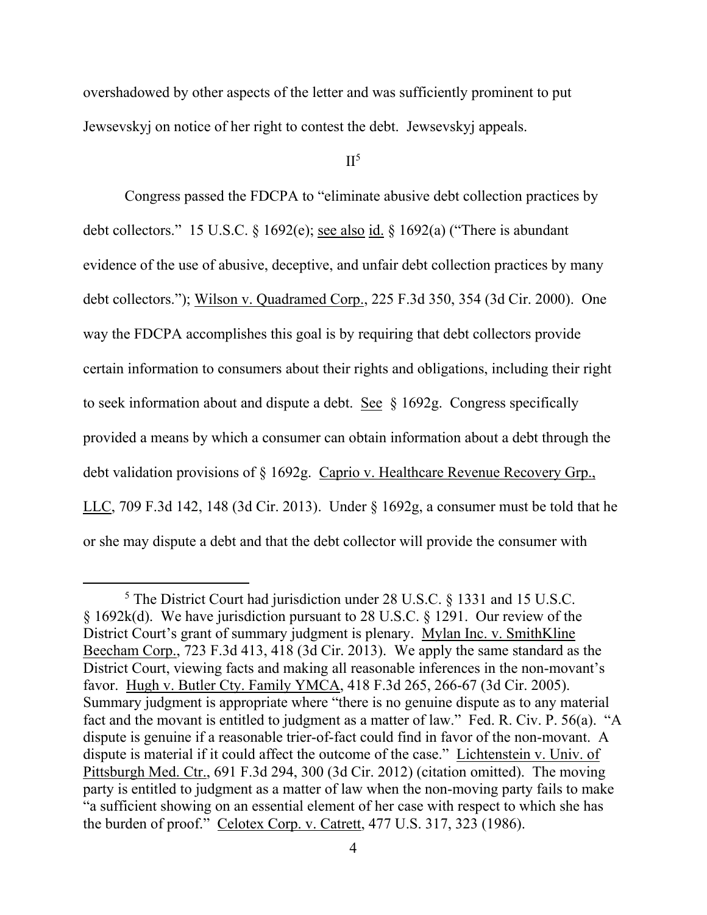overshadowed by other aspects of the letter and was sufficiently prominent to put Jewsevskyj on notice of her right to contest the debt. Jewsevskyj appeals.

## II[5]

Congress passed the FDCPA to "eliminate abusive debt collection practices by debt collectors." 15 U.S.C. § 1692(e); see also id. § 1692(a) ("There is abundant evidence of the use of abusive, deceptive, and unfair debt collection practices by many debt collectors."); Wilson v. Quadramed Corp., 225 F.3d 350, 354 (3d Cir. 2000). One way the FDCPA accomplishes this goal is by requiring that debt collectors provide certain information to consumers about their rights and obligations, including their right to seek information about and dispute a debt. See § 1692g. Congress specifically provided a means by which a consumer can obtain information about a debt through the debt validation provisions of § 1692g. Caprio v. Healthcare Revenue Recovery Grp., LLC, 709 F.3d 142, 148 (3d Cir. 2013). Under § 1692g, a consumer must be told that he or she may dispute a debt and that the debt collector will provide the consumer with

---

[5] The District Court had jurisdiction under 28 U.S.C. § 1331 and 15 U.S.C. § 1692k(d). We have jurisdiction pursuant to 28 U.S.C. § 1291. Our review of the District Court's grant of summary judgment is plenary. Mylan Inc. v. SmithKline Beecham Corp., 723 F.3d 413, 418 (3d Cir. 2013). We apply the same standard as the District Court, viewing facts and making all reasonable inferences in the non-movant's favor. Hugh v. Butler Cty. Family YMCA, 418 F.3d 265, 266-67 (3d Cir. 2005). Summary judgment is appropriate where "there is no genuine dispute as to any material fact and the movant is entitled to judgment as a matter of law." Fed. R. Civ. P. 56(a). "A dispute is genuine if a reasonable trier-of-fact could find in favor of the non-movant. A dispute is material if it could affect the outcome of the case." Lichtenstein v. Univ. of Pittsburgh Med. Ctr., 691 F.3d 294, 300 (3d Cir. 2012) (citation omitted). The moving party is entitled to judgment as a matter of law when the non-moving party fails to make "a sufficient showing on an essential element of her case with respect to which she has the burden of proof." Celotex Corp. v. Catrett, 477 U.S. 317, 323 (1986).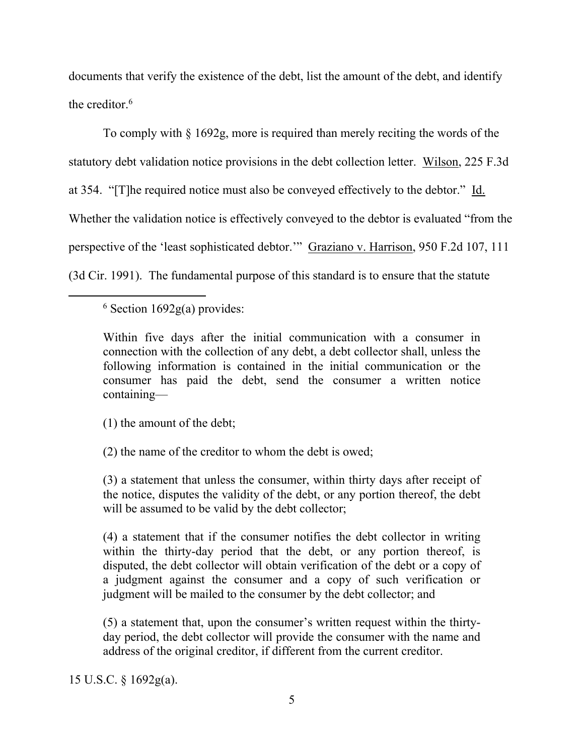documents that verify the existence of the debt, list the amount of the debt, and identify the creditor.[6]

To comply with § 1692g, more is required than merely reciting the words of the statutory debt validation notice provisions in the debt collection letter. Wilson, 225 F.3d at 354. "[T]he required notice must also be conveyed effectively to the debtor." Id. Whether the validation notice is effectively conveyed to the debtor is evaluated "from the perspective of the 'least sophisticated debtor.'" Graziano v. Harrison, 950 F.2d 107, 111 (3d Cir. 1991). The fundamental purpose of this standard is to ensure that the statute

---

[6] Section 1692g(a) provides:

> Within five days after the initial communication with a consumer in connection with the collection of any debt, a debt collector shall, unless the following information is contained in the initial communication or the consumer has paid the debt, send the consumer a written notice containing—
>
> (1) the amount of the debt;
>
> (2) the name of the creditor to whom the debt is owed;
>
> (3) a statement that unless the consumer, within thirty days after receipt of the notice, disputes the validity of the debt, or any portion thereof, the debt will be assumed to be valid by the debt collector;
>
> (4) a statement that if the consumer notifies the debt collector in writing within the thirty-day period that the debt, or any portion thereof, is disputed, the debt collector will obtain verification of the debt or a copy of a judgment against the consumer and a copy of such verification or judgment will be mailed to the consumer by the debt collector; and
>
> (5) a statement that, upon the consumer's written request within the thirty-day period, the debt collector will provide the consumer with the name and address of the original creditor, if different from the current creditor.

15 U.S.C. § 1692g(a).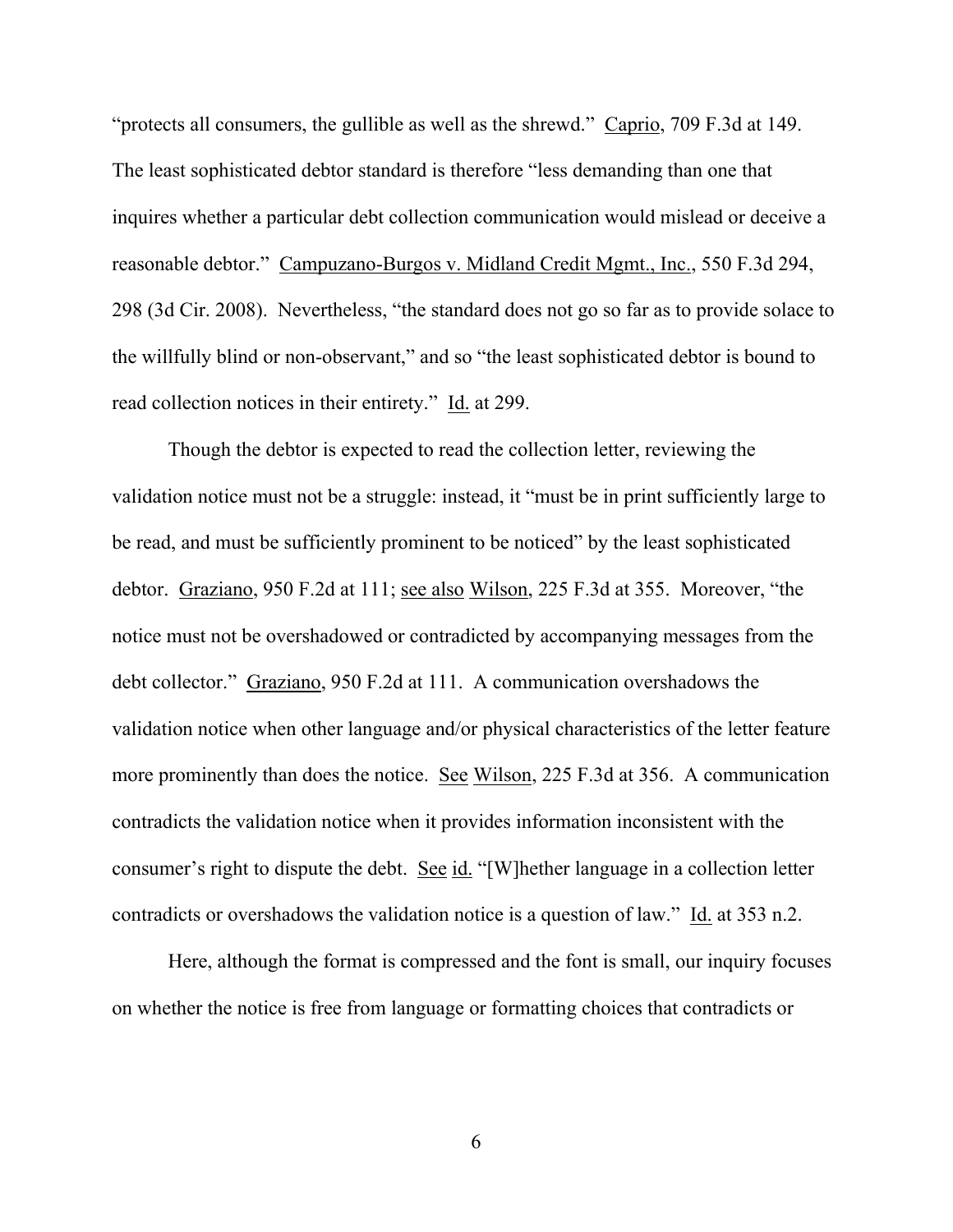"protects all consumers, the gullible as well as the shrewd." Caprio, 709 F.3d at 149. The least sophisticated debtor standard is therefore "less demanding than one that inquires whether a particular debt collection communication would mislead or deceive a reasonable debtor." Campuzano-Burgos v. Midland Credit Mgmt., Inc., 550 F.3d 294, 298 (3d Cir. 2008). Nevertheless, "the standard does not go so far as to provide solace to the willfully blind or non-observant," and so "the least sophisticated debtor is bound to read collection notices in their entirety." Id. at 299.

Though the debtor is expected to read the collection letter, reviewing the validation notice must not be a struggle: instead, it "must be in print sufficiently large to be read, and must be sufficiently prominent to be noticed" by the least sophisticated debtor. Graziano, 950 F.2d at 111; see also Wilson, 225 F.3d at 355. Moreover, "the notice must not be overshadowed or contradicted by accompanying messages from the debt collector." Graziano, 950 F.2d at 111. A communication overshadows the validation notice when other language and/or physical characteristics of the letter feature more prominently than does the notice. See Wilson, 225 F.3d at 356. A communication contradicts the validation notice when it provides information inconsistent with the consumer's right to dispute the debt. See id. "[W]hether language in a collection letter contradicts or overshadows the validation notice is a question of law." Id. at 353 n.2.

Here, although the format is compressed and the font is small, our inquiry focuses on whether the notice is free from language or formatting choices that contradicts or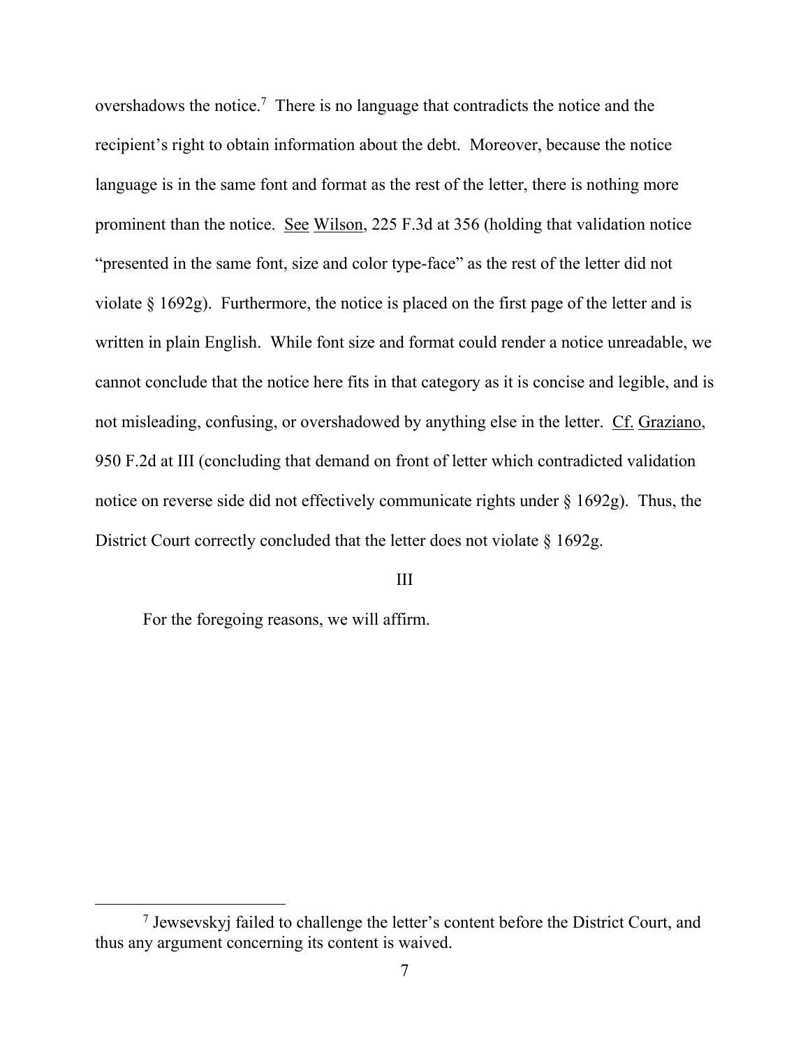overshadows the notice.[7] There is no language that contradicts the notice and the recipient's right to obtain information about the debt. Moreover, because the notice language is in the same font and format as the rest of the letter, there is nothing more prominent than the notice. See Wilson, 225 F.3d at 356 (holding that validation notice "presented in the same font, size and color type-face" as the rest of the letter did not violate § 1692g). Furthermore, the notice is placed on the first page of the letter and is written in plain English. While font size and format could render a notice unreadable, we cannot conclude that the notice here fits in that category as it is concise and legible, and is not misleading, confusing, or overshadowed by anything else in the letter. Cf. Graziano, 950 F.2d at III (concluding that demand on front of letter which contradicted validation notice on reverse side did not effectively communicate rights under § 1692g). Thus, the District Court correctly concluded that the letter does not violate § 1692g.

III

For the foregoing reasons, we will affirm.

[7] Jewsevskyj failed to challenge the letter's content before the District Court, and thus any argument concerning its content is waived.